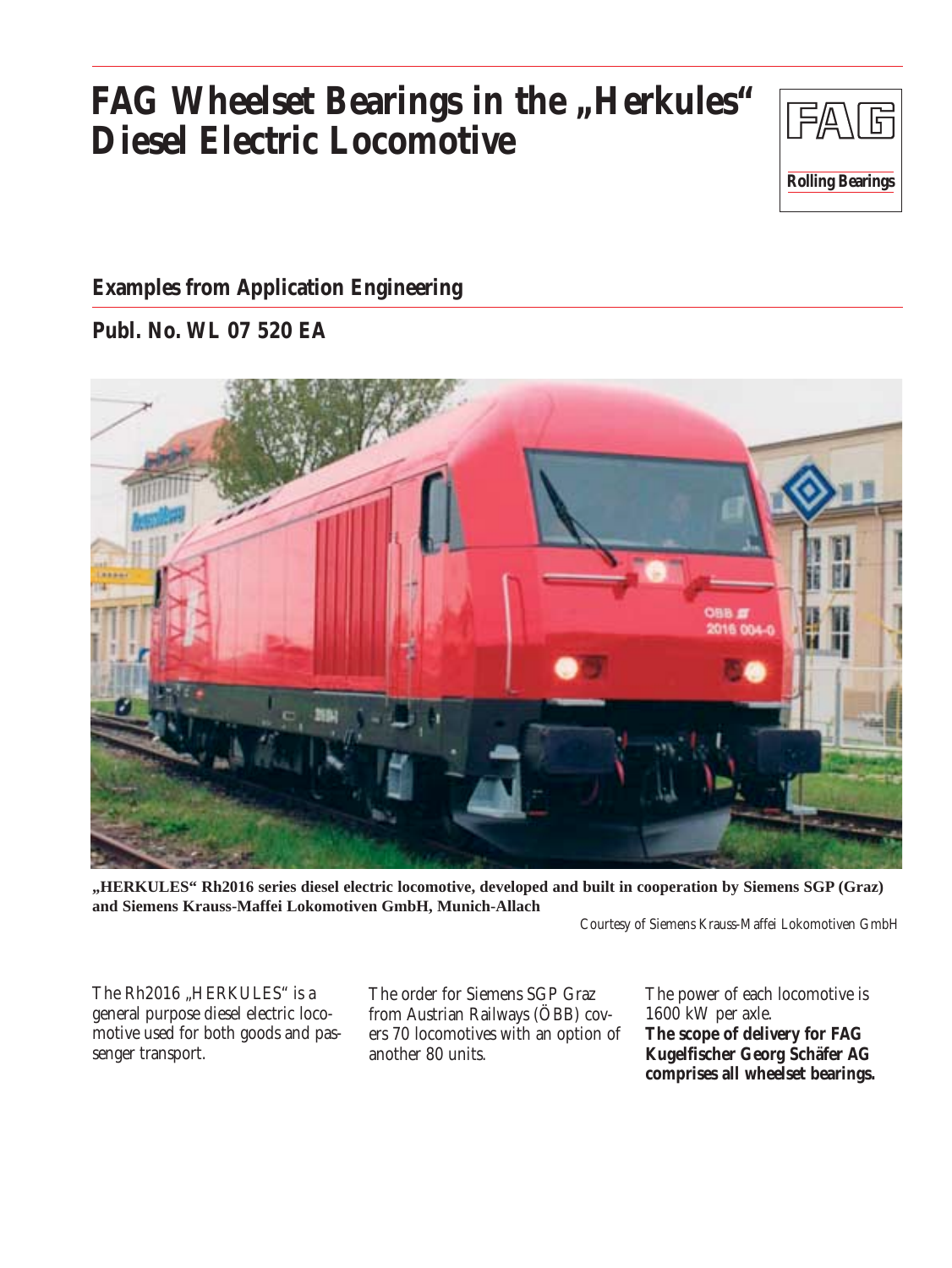# FAG Wheelset Bearings in the „Herkules" Diesel Electric Locomotive

FAG

Rolling Bearings

## Examples from Application Engineering

## Publl. No. WL 07 520 EA

**„HERKULES" Rh2016 series diesel electric locomotive, developed and built in cooperation by Siemens SGP (Graz) and Siemens Krauss-Maffei Lokomotiven GmbH, Munich-Allach**

Courtesy of Siemens Krauss-Maffei Lokomotiven GmbH

The Rh2016 „HERKULES" is a general purpose diesel electric locomotive used for both goods and passenger transport.

The order for Siemens SGP Graz from Austrian Railways (ÖBB) covers 70 locomotives with an option of another 80 units.

The power of each locomotive is 1600 kW per axle.

**The scope of delivery for FAG Kugelfischer Georg Schäfer AG comprises all wheelset bearings.**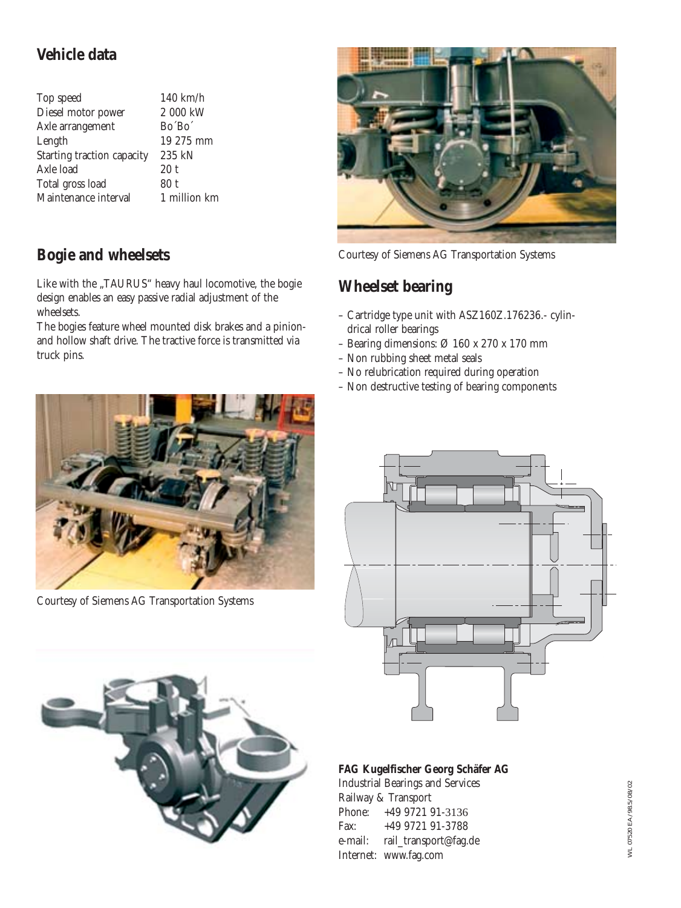## Vehicle data

| | |
|---|---|
| Top speed | 140 km/h |
| Diesel motor power | 2 000 kW |
| Axle arrangement | Bo´Bo´ |
| Length | 19 275 mm |
| Starting traction capacity | 235 kN |
| Axle load | 20 t |
| Total gross load | 80 t |
| Maintenance interval | 1 million km |

## Bogie and wheelsets

Like with the „TAURUS" heavy haul locomotive, the bogie design enables an easy passive radial adjustment of the wheelsets.

The bogies feature wheel mounted disk brakes and a pinion- and hollow shaft drive. The tractive force is transmitted via truck pins.

Courtesy of Siemens AG Transportation Systems

Courtesy of Siemens AG Transportation Systems

## Wheelset bearing

- Cartridge type unit with ASZ160Z.176236.- cylindrical roller bearings
- Bearing dimensions: Ø 160 x 270 x 170 mm
- Non rubbing sheet metal seals
- No relubrication required during operation
- Non destructive testing of bearing components

**FAG Kugelfischer Georg Schäfer AG**
Industrial Bearings and Services
Railway & Transport
Phone: +49 9721 91-3136
Fax: +49 9721 91-3788
e-mail: rail_transport@fag.de
Internet: www.fag.com

WL 07520 EA/98.5/08/02